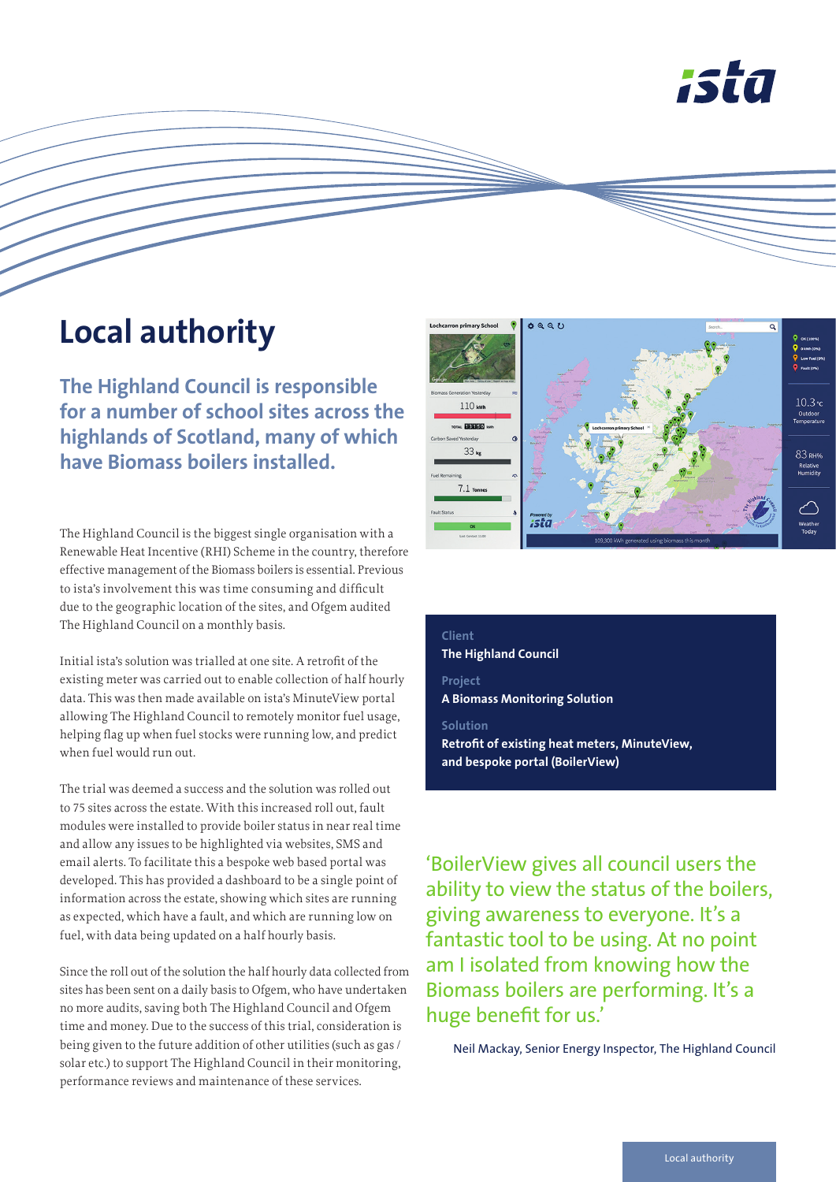# Local authority

## The Highland Council is responsible for a number of school sites across the highlands of Scotland, many of which have Biomass boilers installed.

The Highland Council is the biggest single organisation with a Renewable Heat Incentive (RHI) Scheme in the country, therefore effective management of the Biomass boilers is essential. Previous to ista's involvement this was time consuming and difficult due to the geographic location of the sites, and Ofgem audited The Highland Council on a monthly basis.

Initial ista's solution was trialled at one site. A retrofit of the existing meter was carried out to enable collection of half hourly data. This was then made available on ista's MinuteView portal allowing The Highland Council to remotely monitor fuel usage, helping flag up when fuel stocks were running low, and predict when fuel would run out.

The trial was deemed a success and the solution was rolled out to 75 sites across the estate. With this increased roll out, fault modules were installed to provide boiler status in near real time and allow any issues to be highlighted via websites, SMS and email alerts. To facilitate this a bespoke web based portal was developed. This has provided a dashboard to be a single point of information across the estate, showing which sites are running as expected, which have a fault, and which are running low on fuel, with data being updated on a half hourly basis.

Since the roll out of the solution the half hourly data collected from sites has been sent on a daily basis to Ofgem, who have undertaken no more audits, saving both The Highland Council and Ofgem time and money. Due to the success of this trial, consideration is being given to the future addition of other utilities (such as gas / solar etc.) to support The Highland Council in their monitoring, performance reviews and maintenance of these services.

**Client**
**The Highland Council**

**Project**
**A Biomass Monitoring Solution**

**Solution**
**Retrofit of existing heat meters, MinuteView, and bespoke portal (BoilerView)**

'BoilerView gives all council users the ability to view the status of the boilers, giving awareness to everyone. It's a fantastic tool to be using. At no point am I isolated from knowing how the Biomass boilers are performing. It's a huge benefit for us.'

Neil Mackay, Senior Energy Inspector, The Highland Council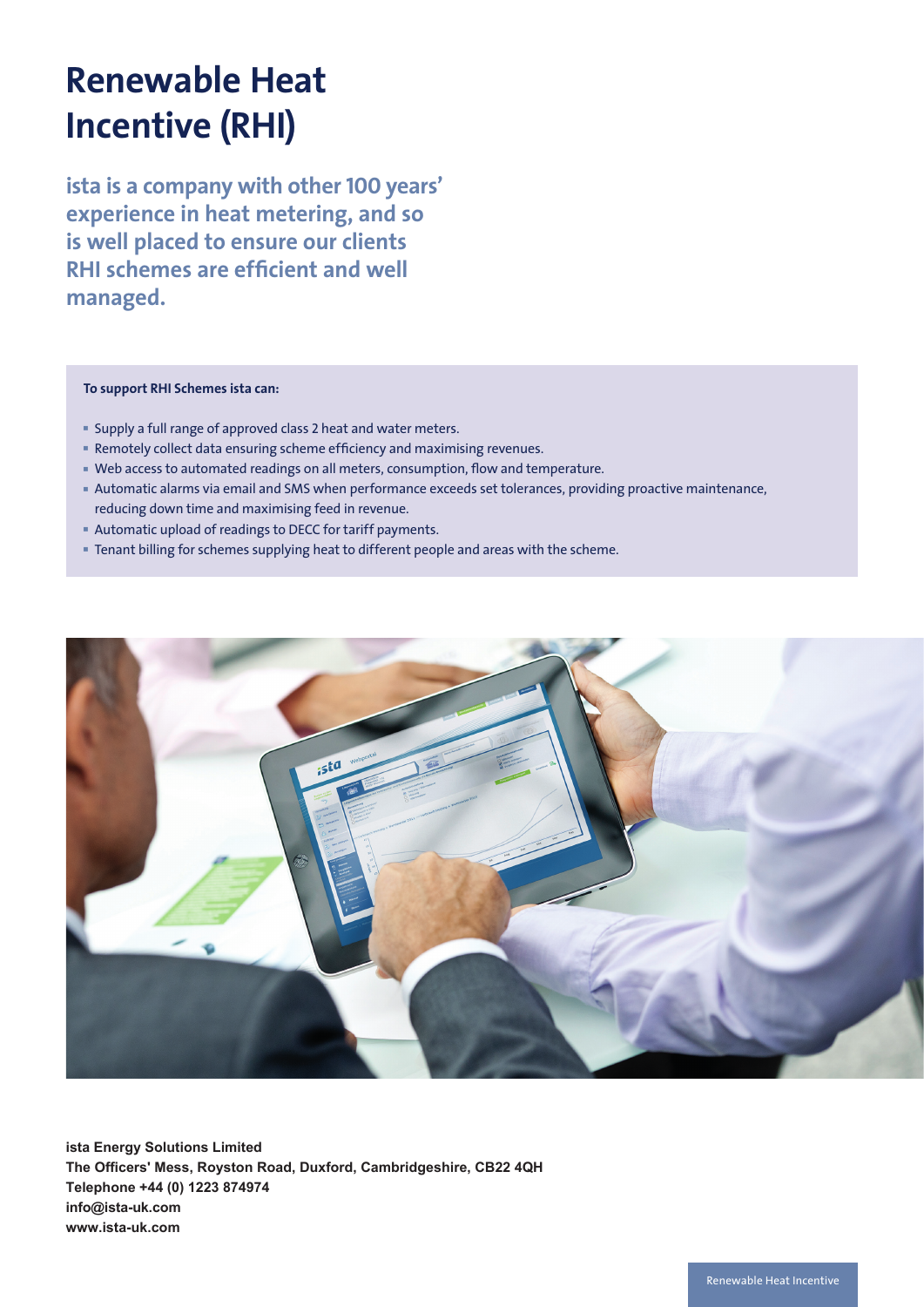# Renewable Heat Incentive (RHI)

## ista is a company with other 100 years' experience in heat metering, and so is well placed to ensure our clients RHI schemes are efficient and well managed.

**To support RHI Schemes ista can:**

- Supply a full range of approved class 2 heat and water meters.
- Remotely collect data ensuring scheme efficiency and maximising revenues.
- Web access to automated readings on all meters, consumption, flow and temperature.
- Automatic alarms via email and SMS when performance exceeds set tolerances, providing proactive maintenance, reducing down time and maximising feed in revenue.
- Automatic upload of readings to DECC for tariff payments.
- Tenant billing for schemes supplying heat to different people and areas with the scheme.

**ista Energy Solutions Limited**
**The Officers' Mess, Royston Road, Duxford, Cambridgeshire, CB22 4QH**
**Telephone +44 (0) 1223 874974**
**info@ista-uk.com**
**www.ista-uk.com**